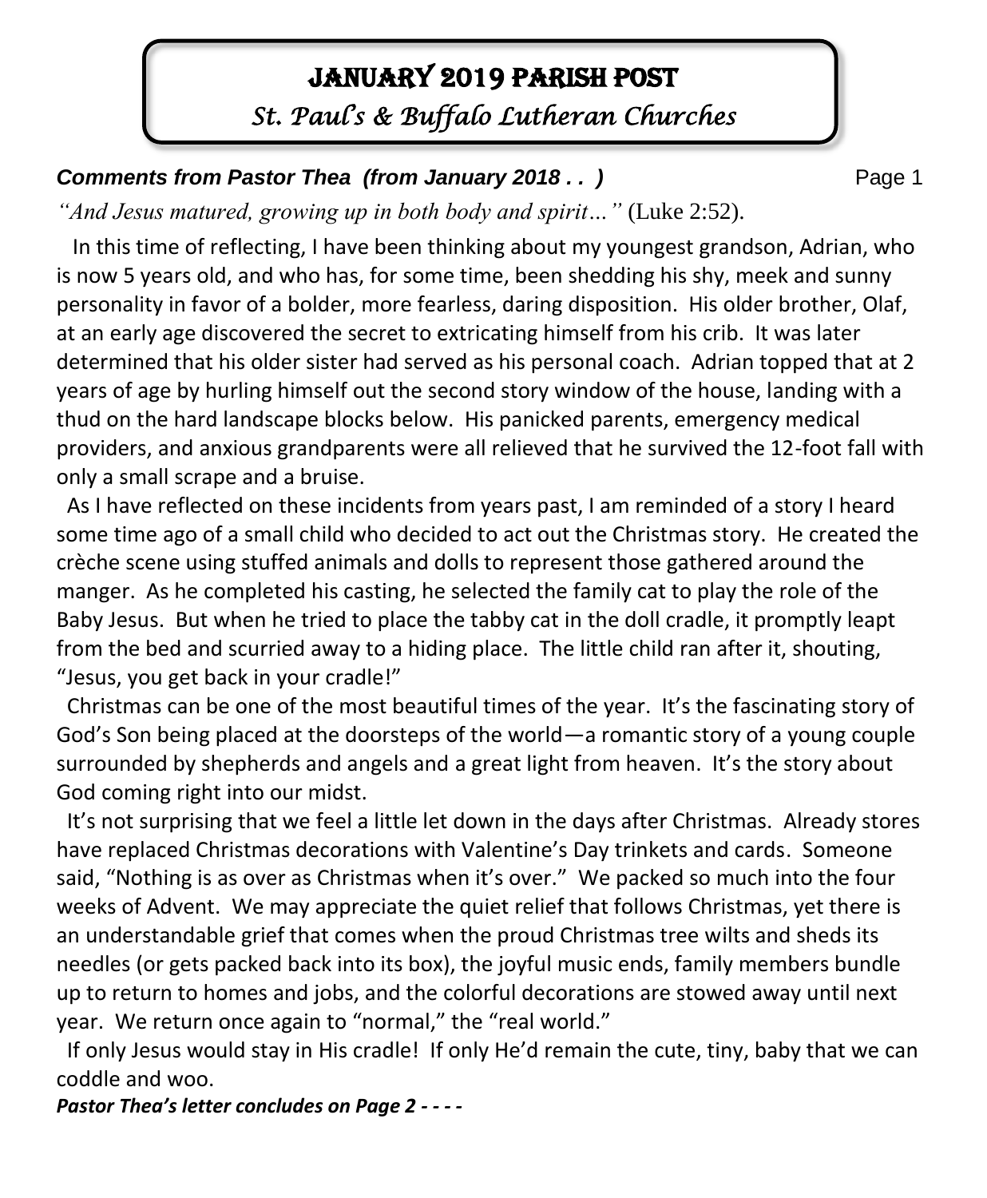# JANUARY 2019 PARISH POST

## *St. Paul's & Buffalo Lutheran Churches*

***Comments from Pastor Thea (from January 2018 . . )***

*"And Jesus matured, growing up in both body and spirit…"* (Luke 2:52).

In this time of reflecting, I have been thinking about my youngest grandson, Adrian, who is now 5 years old, and who has, for some time, been shedding his shy, meek and sunny personality in favor of a bolder, more fearless, daring disposition. His older brother, Olaf, at an early age discovered the secret to extricating himself from his crib. It was later determined that his older sister had served as his personal coach. Adrian topped that at 2 years of age by hurling himself out the second story window of the house, landing with a thud on the hard landscape blocks below. His panicked parents, emergency medical providers, and anxious grandparents were all relieved that he survived the 12-foot fall with only a small scrape and a bruise.

As I have reflected on these incidents from years past, I am reminded of a story I heard some time ago of a small child who decided to act out the Christmas story. He created the crèche scene using stuffed animals and dolls to represent those gathered around the manger. As he completed his casting, he selected the family cat to play the role of the Baby Jesus. But when he tried to place the tabby cat in the doll cradle, it promptly leapt from the bed and scurried away to a hiding place. The little child ran after it, shouting, "Jesus, you get back in your cradle!"

Christmas can be one of the most beautiful times of the year. It's the fascinating story of God's Son being placed at the doorsteps of the world—a romantic story of a young couple surrounded by shepherds and angels and a great light from heaven. It's the story about God coming right into our midst.

It's not surprising that we feel a little let down in the days after Christmas. Already stores have replaced Christmas decorations with Valentine's Day trinkets and cards. Someone said, "Nothing is as over as Christmas when it's over." We packed so much into the four weeks of Advent. We may appreciate the quiet relief that follows Christmas, yet there is an understandable grief that comes when the proud Christmas tree wilts and sheds its needles (or gets packed back into its box), the joyful music ends, family members bundle up to return to homes and jobs, and the colorful decorations are stowed away until next year. We return once again to "normal," the "real world."

If only Jesus would stay in His cradle! If only He'd remain the cute, tiny, baby that we can coddle and woo.

***Pastor Thea's letter concludes on Page 2 - - - -***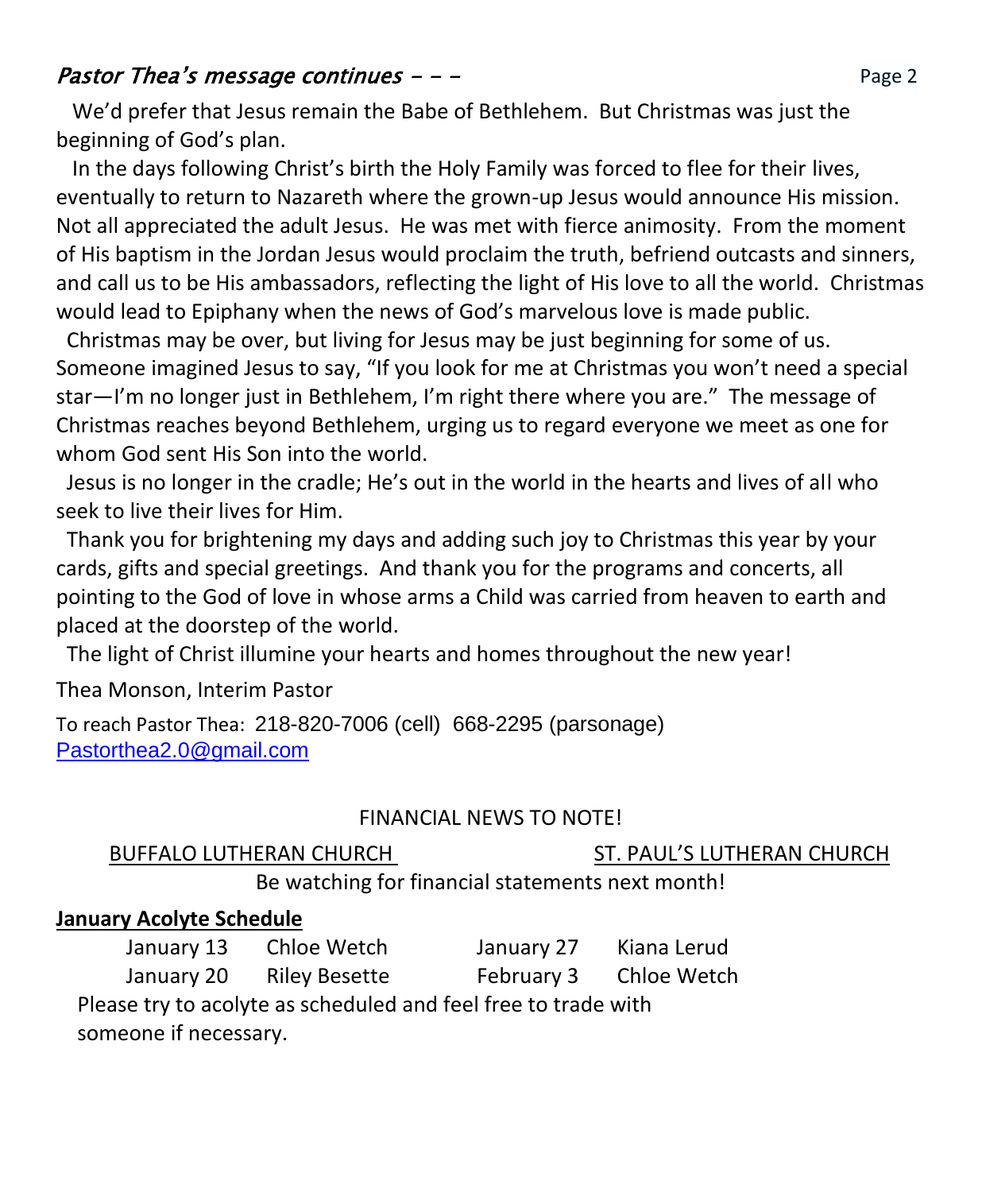*Pastor Thea's message continues – – –*

We'd prefer that Jesus remain the Babe of Bethlehem. But Christmas was just the beginning of God's plan.

In the days following Christ's birth the Holy Family was forced to flee for their lives, eventually to return to Nazareth where the grown-up Jesus would announce His mission. Not all appreciated the adult Jesus. He was met with fierce animosity. From the moment of His baptism in the Jordan Jesus would proclaim the truth, befriend outcasts and sinners, and call us to be His ambassadors, reflecting the light of His love to all the world. Christmas would lead to Epiphany when the news of God's marvelous love is made public.

Christmas may be over, but living for Jesus may be just beginning for some of us. Someone imagined Jesus to say, "If you look for me at Christmas you won't need a special star—I'm no longer just in Bethlehem, I'm right there where you are." The message of Christmas reaches beyond Bethlehem, urging us to regard everyone we meet as one for whom God sent His Son into the world.

Jesus is no longer in the cradle; He's out in the world in the hearts and lives of all who seek to live their lives for Him.

Thank you for brightening my days and adding such joy to Christmas this year by your cards, gifts and special greetings. And thank you for the programs and concerts, all pointing to the God of love in whose arms a Child was carried from heaven to earth and placed at the doorstep of the world.

The light of Christ illumine your hearts and homes throughout the new year!

Thea Monson, Interim Pastor

To reach Pastor Thea: 218-820-7006 (cell) 668-2295 (parsonage)
Pastorthea2.0@gmail.com

FINANCIAL NEWS TO NOTE!

BUFFALO LUTHERAN CHURCH — ST. PAUL'S LUTHERAN CHURCH

Be watching for financial statements next month!

**January Acolyte Schedule**

| | | | |
|---|---|---|---|
| January 13 | Chloe Wetch | January 27 | Kiana Lerud |
| January 20 | Riley Besette | February 3 | Chloe Wetch |

Please try to acolyte as scheduled and feel free to trade with someone if necessary.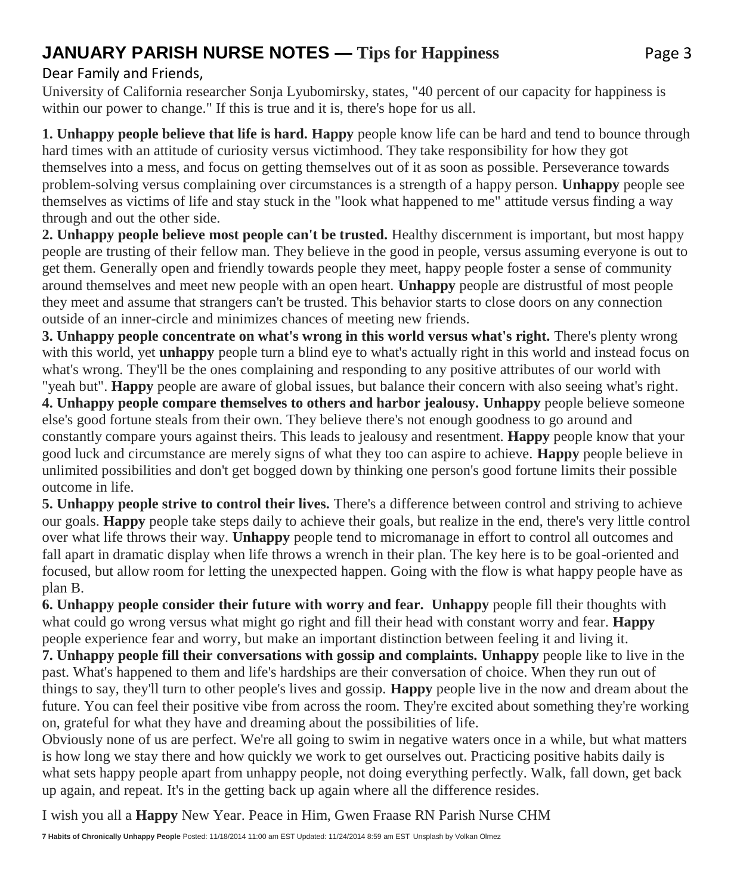# JANUARY PARISH NURSE NOTES — Tips for Happiness

Dear Family and Friends,

University of California researcher Sonja Lyubomirsky, states, "40 percent of our capacity for happiness is within our power to change." If this is true and it is, there's hope for us all.

**1. Unhappy people believe that life is hard. Happy** people know life can be hard and tend to bounce through hard times with an attitude of curiosity versus victimhood. They take responsibility for how they got themselves into a mess, and focus on getting themselves out of it as soon as possible. Perseverance towards problem-solving versus complaining over circumstances is a strength of a happy person. **Unhappy** people see themselves as victims of life and stay stuck in the "look what happened to me" attitude versus finding a way through and out the other side.

**2. Unhappy people believe most people can't be trusted.** Healthy discernment is important, but most happy people are trusting of their fellow man. They believe in the good in people, versus assuming everyone is out to get them. Generally open and friendly towards people they meet, happy people foster a sense of community around themselves and meet new people with an open heart. **Unhappy** people are distrustful of most people they meet and assume that strangers can't be trusted. This behavior starts to close doors on any connection outside of an inner-circle and minimizes chances of meeting new friends.

**3. Unhappy people concentrate on what's wrong in this world versus what's right.** There's plenty wrong with this world, yet **unhappy** people turn a blind eye to what's actually right in this world and instead focus on what's wrong. They'll be the ones complaining and responding to any positive attributes of our world with "yeah but". **Happy** people are aware of global issues, but balance their concern with also seeing what's right.

**4. Unhappy people compare themselves to others and harbor jealousy. Unhappy** people believe someone else's good fortune steals from their own. They believe there's not enough goodness to go around and constantly compare yours against theirs. This leads to jealousy and resentment. **Happy** people know that your good luck and circumstance are merely signs of what they too can aspire to achieve. **Happy** people believe in unlimited possibilities and don't get bogged down by thinking one person's good fortune limits their possible outcome in life.

**5. Unhappy people strive to control their lives.** There's a difference between control and striving to achieve our goals. **Happy** people take steps daily to achieve their goals, but realize in the end, there's very little control over what life throws their way. **Unhappy** people tend to micromanage in effort to control all outcomes and fall apart in dramatic display when life throws a wrench in their plan. The key here is to be goal-oriented and focused, but allow room for letting the unexpected happen. Going with the flow is what happy people have as plan B.

**6. Unhappy people consider their future with worry and fear. Unhappy** people fill their thoughts with what could go wrong versus what might go right and fill their head with constant worry and fear. **Happy** people experience fear and worry, but make an important distinction between feeling it and living it.

**7. Unhappy people fill their conversations with gossip and complaints. Unhappy** people like to live in the past. What's happened to them and life's hardships are their conversation of choice. When they run out of things to say, they'll turn to other people's lives and gossip. **Happy** people live in the now and dream about the future. You can feel their positive vibe from across the room. They're excited about something they're working on, grateful for what they have and dreaming about the possibilities of life.

Obviously none of us are perfect. We're all going to swim in negative waters once in a while, but what matters is how long we stay there and how quickly we work to get ourselves out. Practicing positive habits daily is what sets happy people apart from unhappy people, not doing everything perfectly. Walk, fall down, get back up again, and repeat. It's in the getting back up again where all the difference resides.

I wish you all a **Happy** New Year. Peace in Him, Gwen Fraase RN Parish Nurse CHM

**7 Habits of Chronically Unhappy People** Posted: 11/18/2014 11:00 am EST Updated: 11/24/2014 8:59 am EST Unsplash by Volkan Olmez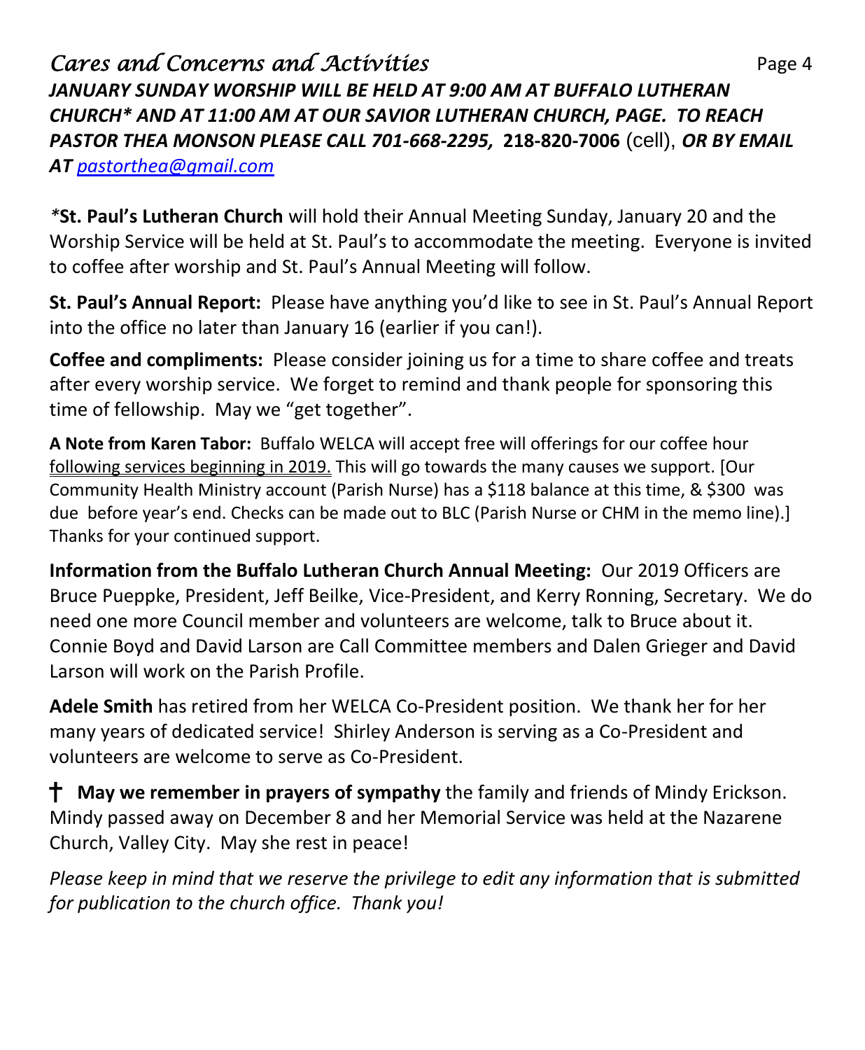## *Cares and Concerns and Activities*

***JANUARY SUNDAY WORSHIP WILL BE HELD AT 9:00 AM AT BUFFALO LUTHERAN CHURCH\* AND AT 11:00 AM AT OUR SAVIOR LUTHERAN CHURCH, PAGE. TO REACH PASTOR THEA MONSON PLEASE CALL 701-668-2295,*** **218-820-7006** (cell), ***OR BY EMAIL AT*** [*pastorthea@gmail.com*](mailto:pastorthea@gmail.com)

*\***St. Paul's Lutheran Church** will hold their Annual Meeting Sunday, January 20 and the Worship Service will be held at St. Paul's to accommodate the meeting. Everyone is invited to coffee after worship and St. Paul's Annual Meeting will follow.

**St. Paul's Annual Report:** Please have anything you'd like to see in St. Paul's Annual Report into the office no later than January 16 (earlier if you can!).

**Coffee and compliments:** Please consider joining us for a time to share coffee and treats after every worship service. We forget to remind and thank people for sponsoring this time of fellowship. May we "get together".

**A Note from Karen Tabor:** Buffalo WELCA will accept free will offerings for our coffee hour following services beginning in 2019. This will go towards the many causes we support. [Our Community Health Ministry account (Parish Nurse) has a $118 balance at this time, & $300 was due before year's end. Checks can be made out to BLC (Parish Nurse or CHM in the memo line).] Thanks for your continued support.

**Information from the Buffalo Lutheran Church Annual Meeting:** Our 2019 Officers are Bruce Pueppke, President, Jeff Beilke, Vice-President, and Kerry Ronning, Secretary. We do need one more Council member and volunteers are welcome, talk to Bruce about it. Connie Boyd and David Larson are Call Committee members and Dalen Grieger and David Larson will work on the Parish Profile.

**Adele Smith** has retired from her WELCA Co-President position. We thank her for her many years of dedicated service! Shirley Anderson is serving as a Co-President and volunteers are welcome to serve as Co-President.

† **May we remember in prayers of sympathy** the family and friends of Mindy Erickson. Mindy passed away on December 8 and her Memorial Service was held at the Nazarene Church, Valley City. May she rest in peace!

*Please keep in mind that we reserve the privilege to edit any information that is submitted for publication to the church office. Thank you!*